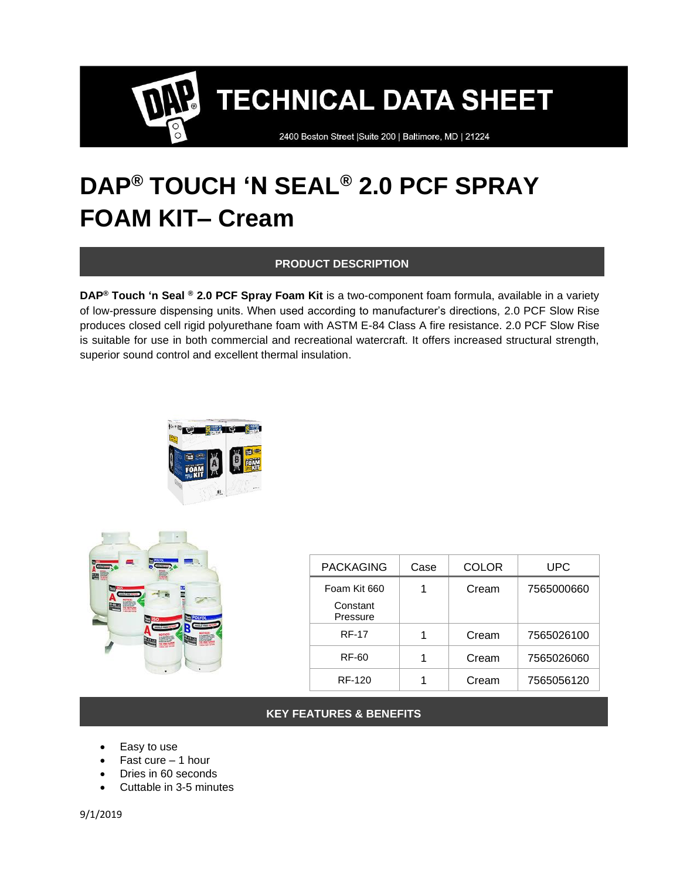# TECHNICAL DATA SHEET

2400 Boston Street |Suite 200 | Baltimore, MD | 21224

# DAP® TOUCH 'N SEAL® 2.0 PCF SPRAY FOAM KIT– Cream

## PRODUCT DESCRIPTION

**DAP® Touch 'n Seal ® 2.0 PCF Spray Foam Kit** is a two-component foam formula, available in a variety of low-pressure dispensing units. When used according to manufacturer's directions, 2.0 PCF Slow Rise produces closed cell rigid polyurethane foam with ASTM E-84 Class A fire resistance. 2.0 PCF Slow Rise is suitable for use in both commercial and recreational watercraft. It offers increased structural strength, superior sound control and excellent thermal insulation.

| PACKAGING | Case | COLOR | UPC |
|---|---|---|---|
| Foam Kit 660 Constant Pressure | 1 | Cream | 7565000660 |
| RF-17 | 1 | Cream | 7565026100 |
| RF-60 | 1 | Cream | 7565026060 |
| RF-120 | 1 | Cream | 7565056120 |

## KEY FEATURES & BENEFITS

- Easy to use
- Fast cure – 1 hour
- Dries in 60 seconds
- Cuttable in 3-5 minutes

9/1/2019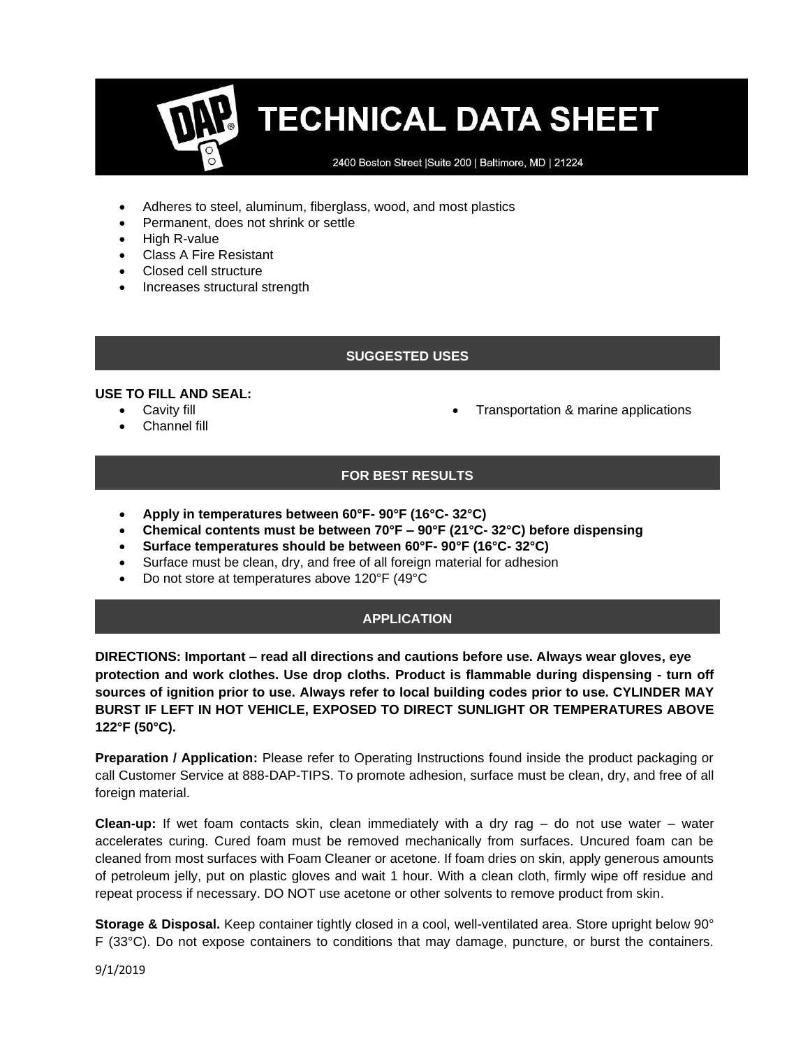# TECHNICAL DATA SHEET

2400 Boston Street |Suite 200 | Baltimore, MD | 21224

- Adheres to steel, aluminum, fiberglass, wood, and most plastics
- Permanent, does not shrink or settle
- High R-value
- Class A Fire Resistant
- Closed cell structure
- Increases structural strength

## SUGGESTED USES

**USE TO FILL AND SEAL:**

- Cavity fill
- Channel fill
- Transportation & marine applications

## FOR BEST RESULTS

- **Apply in temperatures between 60°F- 90°F (16°C- 32°C)**
- **Chemical contents must be between 70°F – 90°F (21°C- 32°C) before dispensing**
- **Surface temperatures should be between 60°F- 90°F (16°C- 32°C)**
- Surface must be clean, dry, and free of all foreign material for adhesion
- Do not store at temperatures above 120°F (49°C

## APPLICATION

**DIRECTIONS: Important – read all directions and cautions before use. Always wear gloves, eye protection and work clothes. Use drop cloths. Product is flammable during dispensing - turn off sources of ignition prior to use. Always refer to local building codes prior to use. CYLINDER MAY BURST IF LEFT IN HOT VEHICLE, EXPOSED TO DIRECT SUNLIGHT OR TEMPERATURES ABOVE 122°F (50°C).**

**Preparation / Application:** Please refer to Operating Instructions found inside the product packaging or call Customer Service at 888-DAP-TIPS. To promote adhesion, surface must be clean, dry, and free of all foreign material.

**Clean-up:** If wet foam contacts skin, clean immediately with a dry rag – do not use water – water accelerates curing. Cured foam must be removed mechanically from surfaces. Uncured foam can be cleaned from most surfaces with Foam Cleaner or acetone. If foam dries on skin, apply generous amounts of petroleum jelly, put on plastic gloves and wait 1 hour. With a clean cloth, firmly wipe off residue and repeat process if necessary. DO NOT use acetone or other solvents to remove product from skin.

**Storage & Disposal.** Keep container tightly closed in a cool, well-ventilated area. Store upright below 90° F (33°C). Do not expose containers to conditions that may damage, puncture, or burst the containers.

9/1/2019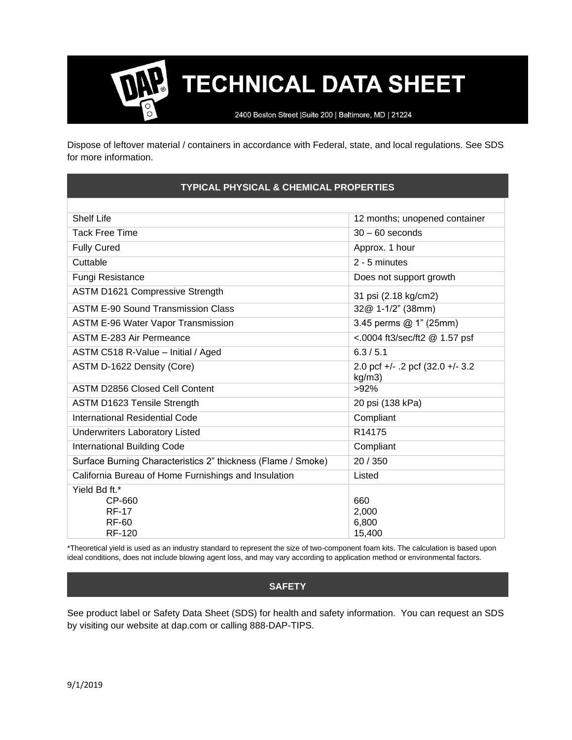Dispose of leftover material / containers in accordance with Federal, state, and local regulations. See SDS for more information.

## TYPICAL PHYSICAL & CHEMICAL PROPERTIES

| | |
|---|---|
| Shelf Life | 12 months; unopened container |
| Tack Free Time | 30 – 60 seconds |
| Fully Cured | Approx. 1 hour |
| Cuttable | 2 - 5 minutes |
| Fungi Resistance | Does not support growth |
| ASTM D1621 Compressive Strength | 31 psi (2.18 kg/cm2) |
| ASTM E-90 Sound Transmission Class | 32@ 1-1/2" (38mm) |
| ASTM E-96 Water Vapor Transmission | 3.45 perms @ 1" (25mm) |
| ASTM E-283 Air Permeance | <.0004 ft3/sec/ft2 @ 1.57 psf |
| ASTM C518 R-Value – Initial / Aged | 6.3 / 5.1 |
| ASTM D-1622 Density (Core) | 2.0 pcf +/- .2 pcf (32.0 +/- 3.2 kg/m3) |
| ASTM D2856 Closed Cell Content | >92% |
| ASTM D1623 Tensile Strength | 20 psi (138 kPa) |
| International Residential Code | Compliant |
| Underwriters Laboratory Listed | R14175 |
| International Building Code | Compliant |
| Surface Burning Characteristics 2" thickness (Flame / Smoke) | 20 / 350 |
| California Bureau of Home Furnishings and Insulation | Listed |
| Yield Bd ft.* | |
| CP-660 | 660 |
| RF-17 | 2,000 |
| RF-60 | 6,800 |
| RF-120 | 15,400 |

*Theoretical yield is used as an industry standard to represent the size of two-component foam kits. The calculation is based upon ideal conditions, does not include blowing agent loss, and may vary according to application method or environmental factors.

## SAFETY

See product label or Safety Data Sheet (SDS) for health and safety information. You can request an SDS by visiting our website at dap.com or calling 888-DAP-TIPS.

9/1/2019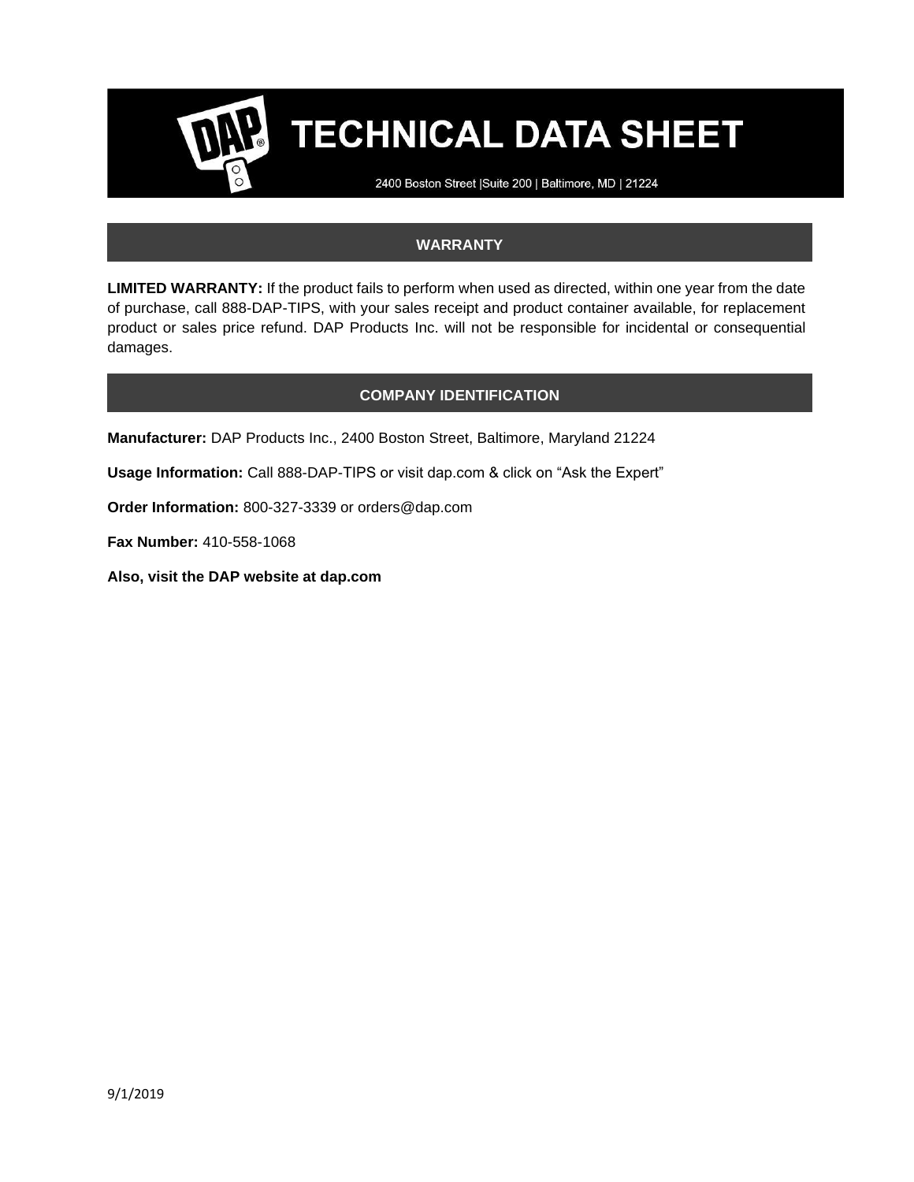## WARRANTY

**LIMITED WARRANTY:** If the product fails to perform when used as directed, within one year from the date of purchase, call 888-DAP-TIPS, with your sales receipt and product container available, for replacement product or sales price refund. DAP Products Inc. will not be responsible for incidental or consequential damages.

## COMPANY IDENTIFICATION

**Manufacturer:** DAP Products Inc., 2400 Boston Street, Baltimore, Maryland 21224

**Usage Information:** Call 888-DAP-TIPS or visit dap.com & click on "Ask the Expert"

**Order Information:** 800-327-3339 or orders@dap.com

**Fax Number:** 410-558-1068

**Also, visit the DAP website at dap.com**